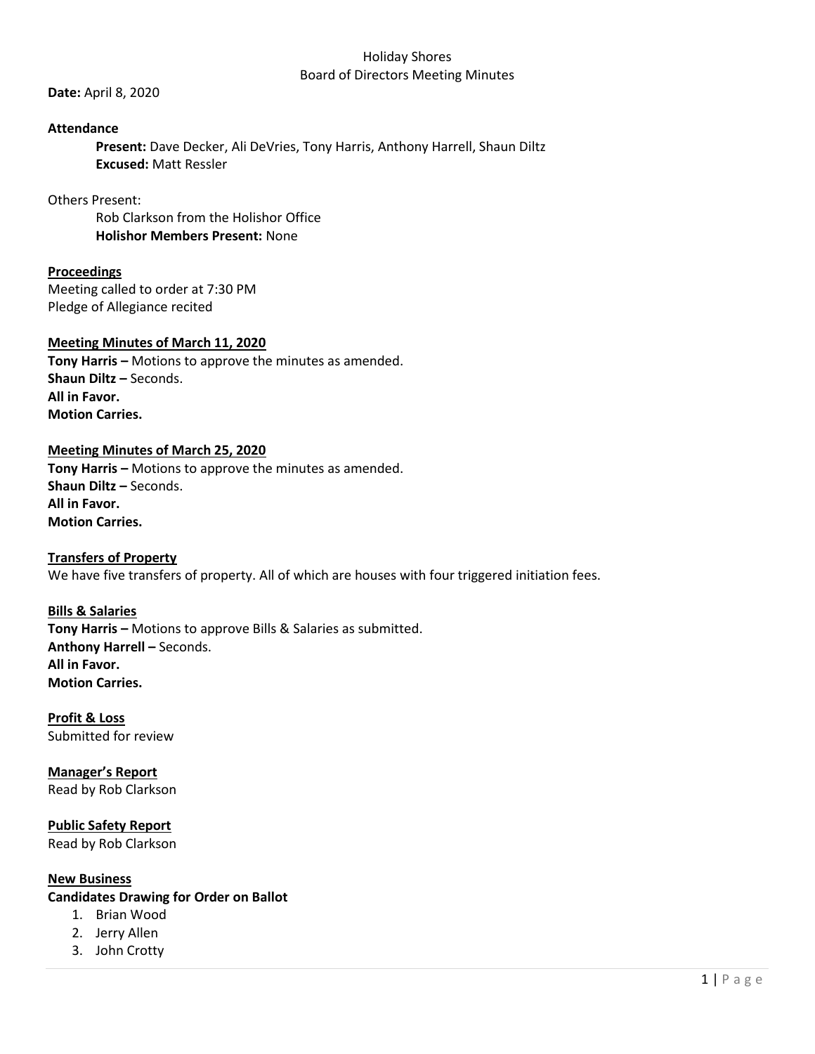Holiday Shores
Board of Directors Meeting Minutes

**Date:** April 8, 2020

**Attendance**

**Present:** Dave Decker, Ali DeVries, Tony Harris, Anthony Harrell, Shaun Diltz
**Excused:** Matt Ressler

Others Present:

Rob Clarkson from the Holishor Office
**Holishor Members Present:** None

**Proceedings**

Meeting called to order at 7:30 PM
Pledge of Allegiance recited

**Meeting Minutes of March 11, 2020**

**Tony Harris –** Motions to approve the minutes as amended.
**Shaun Diltz –** Seconds.
**All in Favor.**
**Motion Carries.**

**Meeting Minutes of March 25, 2020**

**Tony Harris –** Motions to approve the minutes as amended.
**Shaun Diltz –** Seconds.
**All in Favor.**
**Motion Carries.**

**Transfers of Property**

We have five transfers of property. All of which are houses with four triggered initiation fees.

**Bills & Salaries**

**Tony Harris –** Motions to approve Bills & Salaries as submitted.
**Anthony Harrell –** Seconds.
**All in Favor.**
**Motion Carries.**

**Profit & Loss**

Submitted for review

**Manager's Report**

Read by Rob Clarkson

**Public Safety Report**

Read by Rob Clarkson

**New Business**

**Candidates Drawing for Order on Ballot**

1. Brian Wood
2. Jerry Allen
3. John Crotty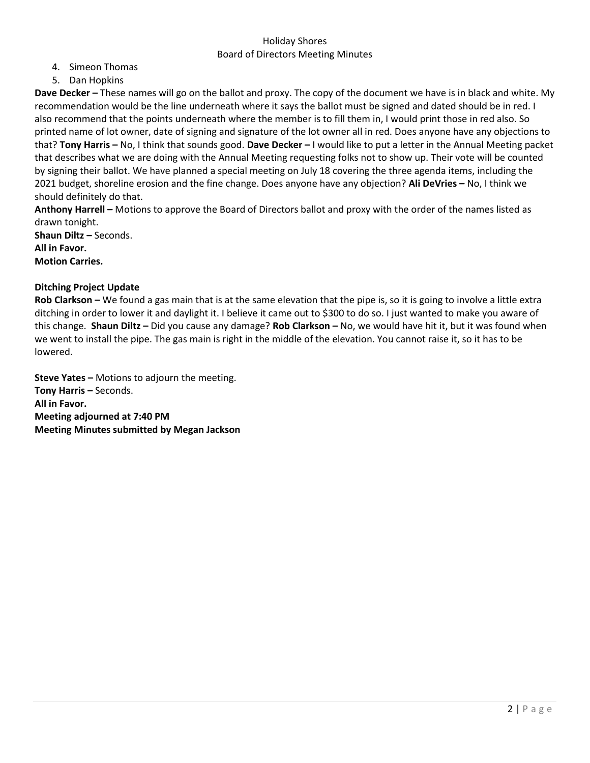4. Simeon Thomas
5. Dan Hopkins

**Dave Decker –** These names will go on the ballot and proxy. The copy of the document we have is in black and white. My recommendation would be the line underneath where it says the ballot must be signed and dated should be in red. I also recommend that the points underneath where the member is to fill them in, I would print those in red also. So printed name of lot owner, date of signing and signature of the lot owner all in red. Does anyone have any objections to that? **Tony Harris –** No, I think that sounds good. **Dave Decker –** I would like to put a letter in the Annual Meeting packet that describes what we are doing with the Annual Meeting requesting folks not to show up. Their vote will be counted by signing their ballot. We have planned a special meeting on July 18 covering the three agenda items, including the 2021 budget, shoreline erosion and the fine change. Does anyone have any objection? **Ali DeVries –** No, I think we should definitely do that.

**Anthony Harrell –** Motions to approve the Board of Directors ballot and proxy with the order of the names listed as drawn tonight.
**Shaun Diltz –** Seconds.
**All in Favor.**
**Motion Carries.**

**Ditching Project Update**

**Rob Clarkson –** We found a gas main that is at the same elevation that the pipe is, so it is going to involve a little extra ditching in order to lower it and daylight it. I believe it came out to $300 to do so. I just wanted to make you aware of this change. **Shaun Diltz –** Did you cause any damage? **Rob Clarkson –** No, we would have hit it, but it was found when we went to install the pipe. The gas main is right in the middle of the elevation. You cannot raise it, so it has to be lowered.

**Steve Yates –** Motions to adjourn the meeting.
**Tony Harris –** Seconds.
**All in Favor.**
**Meeting adjourned at 7:40 PM**
**Meeting Minutes submitted by Megan Jackson**